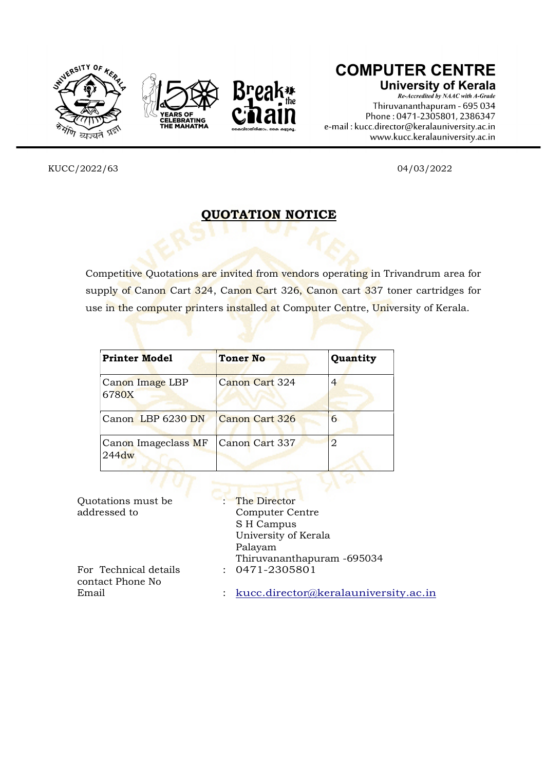**COMPUTER CENTRE**
**University of Kerala**
*Re-Accredited by NAAC with A-Grade*
Thiruvananthapuram - 695 034
Phone : 0471-2305801, 2386347
e-mail : kucc.director@keralauniversity.ac.in
www.kucc.keralauniversity.ac.in

KUCC/2022/63 04/03/2022

## QUOTATION NOTICE

Competitive Quotations are invited from vendors operating in Trivandrum area for supply of Canon Cart 324, Canon Cart 326, Canon cart 337 toner cartridges for use in the computer printers installed at Computer Centre, University of Kerala.

| Printer Model | Toner No | Quantity |
|---|---|---|
| Canon Image LBP 6780X | Canon Cart 324 | 4 |
| Canon LBP 6230 DN | Canon Cart 326 | 6 |
| Canon Imageclass MF 244dw | Canon Cart 337 | 2 |

Quotations must be addressed to : The Director
Computer Centre
S H Campus
University of Kerala
Palayam
Thiruvananthapuram -695034

For Technical details contact Phone No : 0471-2305801

Email : kucc.director@keralauniversity.ac.in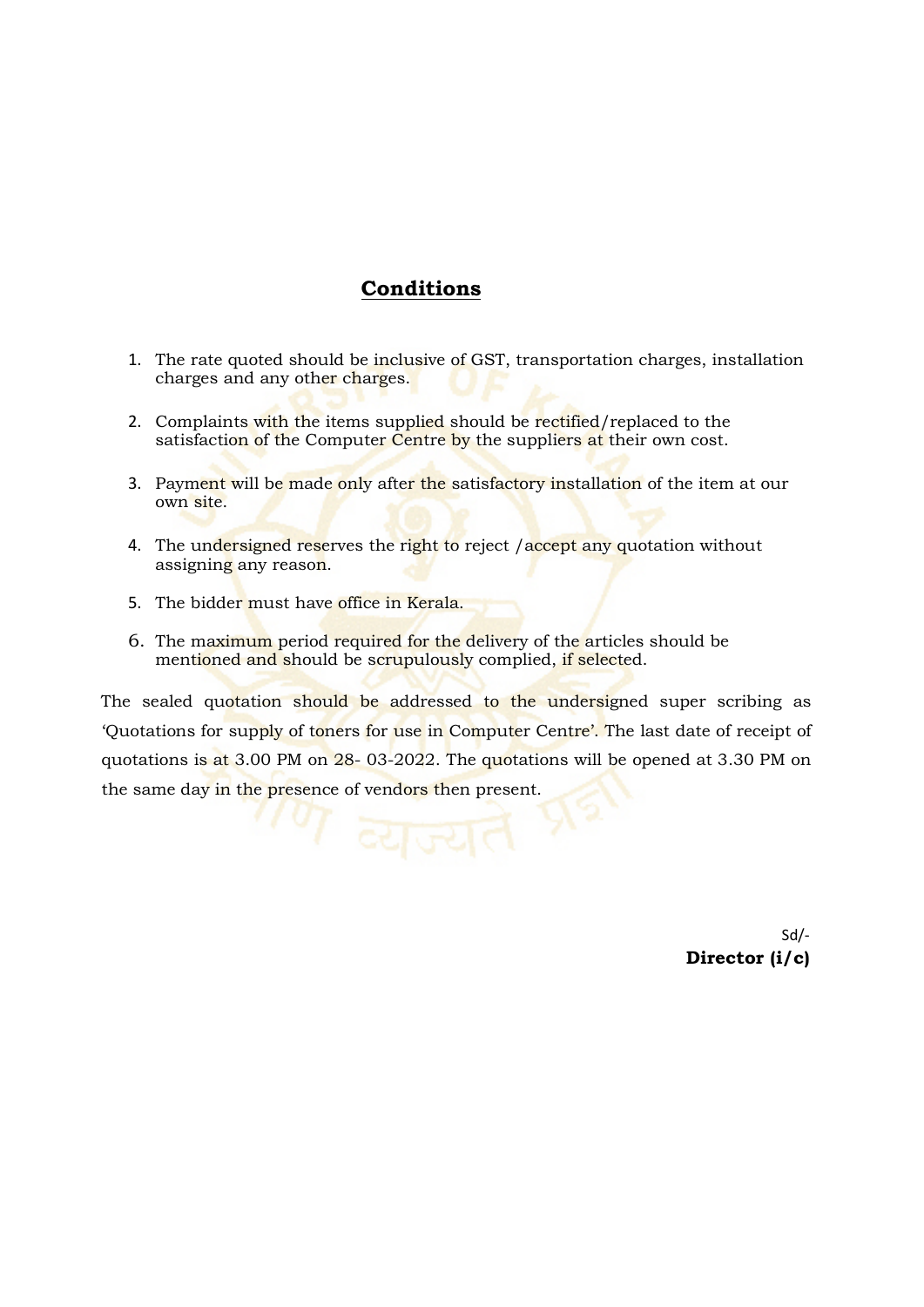## Conditions

1. The rate quoted should be inclusive of GST, transportation charges, installation charges and any other charges.
2. Complaints with the items supplied should be rectified/replaced to the satisfaction of the Computer Centre by the suppliers at their own cost.
3. Payment will be made only after the satisfactory installation of the item at our own site.
4. The undersigned reserves the right to reject /accept any quotation without assigning any reason.
5. The bidder must have office in Kerala.
6. The maximum period required for the delivery of the articles should be mentioned and should be scrupulously complied, if selected.

The sealed quotation should be addressed to the undersigned super scribing as 'Quotations for supply of toners for use in Computer Centre'. The last date of receipt of quotations is at 3.00 PM on 28- 03-2022. The quotations will be opened at 3.30 PM on the same day in the presence of vendors then present.

Sd/-
**Director (i/c)**